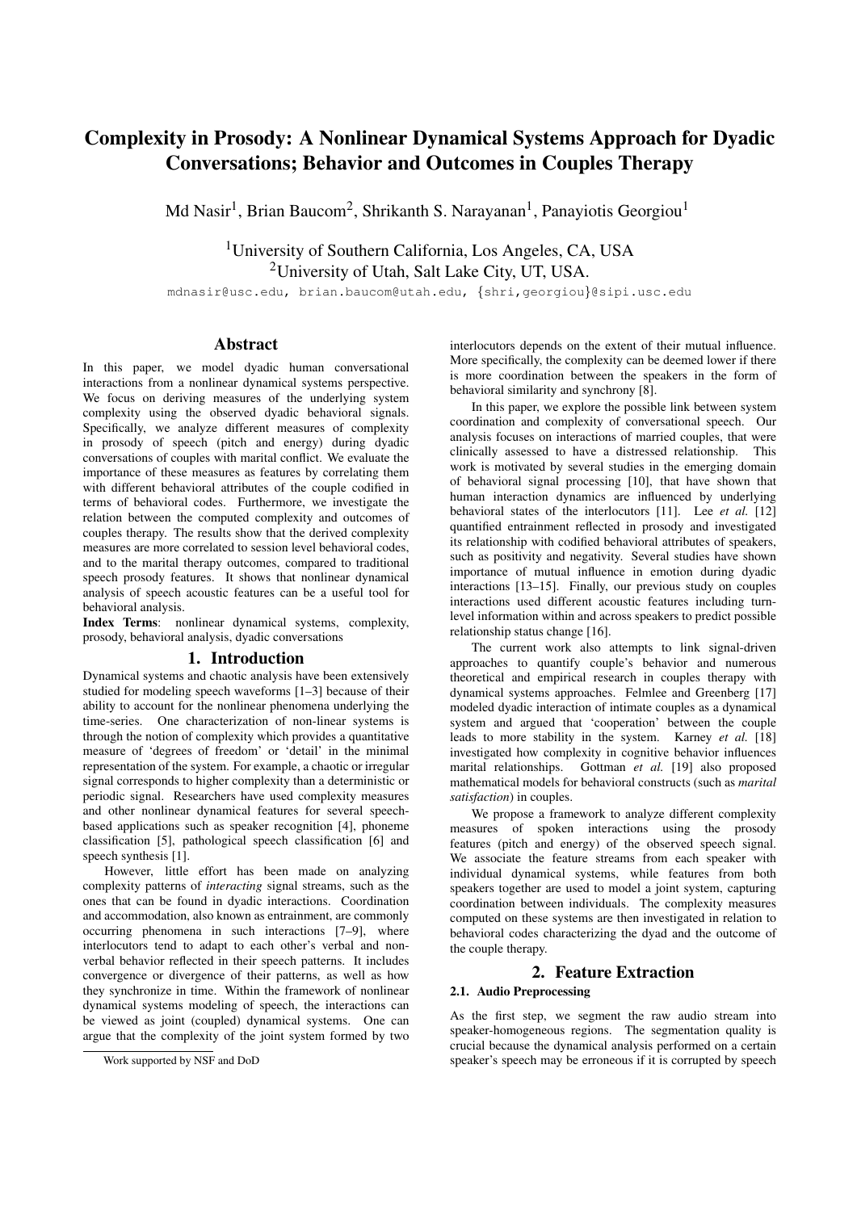# Complexity in Prosody: A Nonlinear Dynamical Systems Approach for Dyadic Conversations; Behavior and Outcomes in Couples Therapy

Md Nasir[1], Brian Baucom[2], Shrikanth S. Narayanan[1], Panayiotis Georgiou[1]

[1]University of Southern California, Los Angeles, CA, USA
[2]University of Utah, Salt Lake City, UT, USA.

mdnasir@usc.edu, brian.baucom@utah.edu, {shri,georgiou}@sipi.usc.edu

## Abstract

In this paper, we model dyadic human conversational interactions from a nonlinear dynamical systems perspective. We focus on deriving measures of the underlying system complexity using the observed dyadic behavioral signals. Specifically, we analyze different measures of complexity in prosody of speech (pitch and energy) during dyadic conversations of couples with marital conflict. We evaluate the importance of these measures as features by correlating them with different behavioral attributes of the couple codified in terms of behavioral codes. Furthermore, we investigate the relation between the computed complexity and outcomes of couples therapy. The results show that the derived complexity measures are more correlated to session level behavioral codes, and to the marital therapy outcomes, compared to traditional speech prosody features. It shows that nonlinear dynamical analysis of speech acoustic features can be a useful tool for behavioral analysis.

**Index Terms**: nonlinear dynamical systems, complexity, prosody, behavioral analysis, dyadic conversations

## 1. Introduction

Dynamical systems and chaotic analysis have been extensively studied for modeling speech waveforms [1–3] because of their ability to account for the nonlinear phenomena underlying the time-series. One characterization of non-linear systems is through the notion of complexity which provides a quantitative measure of 'degrees of freedom' or 'detail' in the minimal representation of the system. For example, a chaotic or irregular signal corresponds to higher complexity than a deterministic or periodic signal. Researchers have used complexity measures and other nonlinear dynamical features for several speech-based applications such as speaker recognition [4], phoneme classification [5], pathological speech classification [6] and speech synthesis [1].

However, little effort has been made on analyzing complexity patterns of *interacting* signal streams, such as the ones that can be found in dyadic interactions. Coordination and accommodation, also known as entrainment, are commonly occurring phenomena in such interactions [7–9], where interlocutors tend to adapt to each other's verbal and non-verbal behavior reflected in their speech patterns. It includes convergence or divergence of their patterns, as well as how they synchronize in time. Within the framework of nonlinear dynamical systems modeling of speech, the interactions can be viewed as joint (coupled) dynamical systems. One can argue that the complexity of the joint system formed by two interlocutors depends on the extent of their mutual influence. More specifically, the complexity can be deemed lower if there is more coordination between the speakers in the form of behavioral similarity and synchrony [8].

In this paper, we explore the possible link between system coordination and complexity of conversational speech. Our analysis focuses on interactions of married couples, that were clinically assessed to have a distressed relationship. This work is motivated by several studies in the emerging domain of behavioral signal processing [10], that have shown that human interaction dynamics are influenced by underlying behavioral states of the interlocutors [11]. Lee *et al.* [12] quantified entrainment reflected in prosody and investigated its relationship with codified behavioral attributes of speakers, such as positivity and negativity. Several studies have shown importance of mutual influence in emotion during dyadic interactions [13–15]. Finally, our previous study on couples interactions used different acoustic features including turn-level information within and across speakers to predict possible relationship status change [16].

The current work also attempts to link signal-driven approaches to quantify couple's behavior and numerous theoretical and empirical research in couples therapy with dynamical systems approaches. Felmlee and Greenberg [17] modeled dyadic interaction of intimate couples as a dynamical system and argued that 'cooperation' between the couple leads to more stability in the system. Karney *et al.* [18] investigated how complexity in cognitive behavior influences marital relationships. Gottman *et al.* [19] also proposed mathematical models for behavioral constructs (such as *marital satisfaction*) in couples.

We propose a framework to analyze different complexity measures of spoken interactions using the prosody features (pitch and energy) of the observed speech signal. We associate the feature streams from each speaker with individual dynamical systems, while features from both speakers together are used to model a joint system, capturing coordination between individuals. The complexity measures computed on these systems are then investigated in relation to behavioral codes characterizing the dyad and the outcome of the couple therapy.

## 2. Feature Extraction

### 2.1. Audio Preprocessing

As the first step, we segment the raw audio stream into speaker-homogeneous regions. The segmentation quality is crucial because the dynamical analysis performed on a certain speaker's speech may be erroneous if it is corrupted by speech

Work supported by NSF and DoD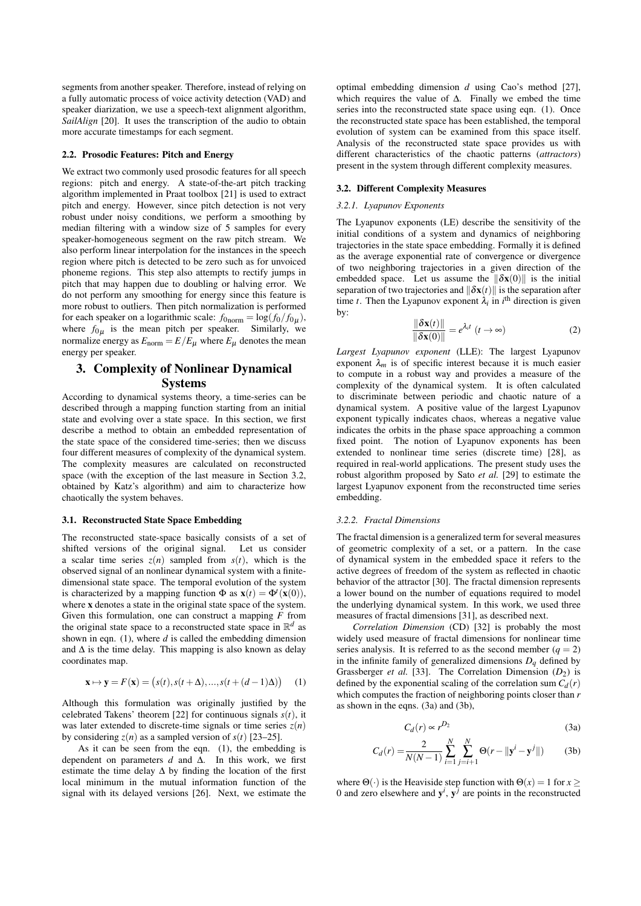segments from another speaker. Therefore, instead of relying on a fully automatic process of voice activity detection (VAD) and speaker diarization, we use a speech-text alignment algorithm, *SailAlign* [20]. It uses the transcription of the audio to obtain more accurate timestamps for each segment.

### 2.2. Prosodic Features: Pitch and Energy

We extract two commonly used prosodic features for all speech regions: pitch and energy. A state-of-the-art pitch tracking algorithm implemented in Praat toolbox [21] is used to extract pitch and energy. However, since pitch detection is not very robust under noisy conditions, we perform a smoothing by median filtering with a window size of 5 samples for every speaker-homogeneous segment on the raw pitch stream. We also perform linear interpolation for the instances in the speech region where pitch is detected to be zero such as for unvoiced phoneme regions. This step also attempts to rectify jumps in pitch that may happen due to doubling or halving error. We do not perform any smoothing for energy since this feature is more robust to outliers. Then pitch normalization is performed for each speaker on a logarithmic scale: $f_{0_{\text{norm}}} = \log(f_0/f_{0_\mu})$, where $f_{0_\mu}$ is the mean pitch per speaker. Similarly, we normalize energy as $E_{\text{norm}} = E/E_\mu$ where $E_\mu$ denotes the mean energy per speaker.

## 3. Complexity of Nonlinear Dynamical Systems

According to dynamical systems theory, a time-series can be described through a mapping function starting from an initial state and evolving over a state space. In this section, we first describe a method to obtain an embedded representation of the state space of the considered time-series; then we discuss four different measures of complexity of the dynamical system. The complexity measures are calculated on reconstructed space (with the exception of the last measure in Section 3.2, obtained by Katz's algorithm) and aim to characterize how chaotically the system behaves.

### 3.1. Reconstructed State Space Embedding

The reconstructed state-space basically consists of a set of shifted versions of the original signal. Let us consider a scalar time series $z(n)$ sampled from $s(t)$, which is the observed signal of an nonlinear dynamical system with a finite-dimensional state space. The temporal evolution of the system is characterized by a mapping function $\Phi$ as $\mathbf{x}(t) = \Phi^t(\mathbf{x}(0))$, where $\mathbf{x}$ denotes a state in the original state space of the system. Given this formulation, one can construct a mapping $F$ from the original state space to a reconstructed state space in $\mathbb{R}^d$ as shown in eqn. (1), where $d$ is called the embedding dimension and $\Delta$ is the time delay. This mapping is also known as delay coordinates map.

$$\mathbf{x} \mapsto \mathbf{y} = F(\mathbf{x}) = \big(s(t), s(t+\Delta), ..., s(t+(d-1)\Delta)\big) \quad (1)$$

Although this formulation was originally justified by the celebrated Takens' theorem [22] for continuous signals $s(t)$, it was later extended to discrete-time signals or time series $z(n)$ by considering $z(n)$ as a sampled version of $s(t)$ [23–25].

As it can be seen from the eqn. (1), the embedding is dependent on parameters $d$ and $\Delta$. In this work, we first estimate the time delay $\Delta$ by finding the location of the first local minimum in the mutual information function of the signal with its delayed versions [26]. Next, we estimate the optimal embedding dimension $d$ using Cao's method [27], which requires the value of $\Delta$. Finally we embed the time series into the reconstructed state space using eqn. (1). Once the reconstructed state space has been established, the temporal evolution of system can be examined from this space itself. Analysis of the reconstructed state space provides us with different characteristics of the chaotic patterns (*attractors*) present in the system through different complexity measures.

### 3.2. Different Complexity Measures

#### 3.2.1. Lyapunov Exponents

The Lyapunov exponents (LE) describe the sensitivity of the initial conditions of a system and dynamics of neighboring trajectories in the state space embedding. Formally it is defined as the average exponential rate of convergence or divergence of two neighboring trajectories in a given direction of the embedded space. Let us assume the $\|\delta\mathbf{x}(0)\|$ is the initial separation of two trajectories and $\|\delta\mathbf{x}(t)\|$ is the separation after time $t$. Then the Lyapunov exponent $\lambda_i$ in $i^{\text{th}}$ direction is given by:

$$\frac{\|\delta\mathbf{x}(t)\|}{\|\delta\mathbf{x}(0)\|} = e^{\lambda_i t} \ (t \to \infty) \quad (2)$$

*Largest Lyapunov exponent* (LLE): The largest Lyapunov exponent $\lambda_m$ is of specific interest because it is much easier to compute in a robust way and provides a measure of the complexity of the dynamical system. It is often calculated to discriminate between periodic and chaotic nature of a dynamical system. A positive value of the largest Lyapunov exponent typically indicates chaos, whereas a negative value indicates the orbits in the phase space approaching a common fixed point. The notion of Lyapunov exponents has been extended to nonlinear time series (discrete time) [28], as required in real-world applications. The present study uses the robust algorithm proposed by Sato *et al.* [29] to estimate the largest Lyapunov exponent from the reconstructed time series embedding.

#### 3.2.2. Fractal Dimensions

The fractal dimension is a generalized term for several measures of geometric complexity of a set, or a pattern. In the case of dynamical system in the embedded space it refers to the active degrees of freedom of the system as reflected in chaotic behavior of the attractor [30]. The fractal dimension represents a lower bound on the number of equations required to model the underlying dynamical system. In this work, we used three measures of fractal dimensions [31], as described next.

*Correlation Dimension* (CD) [32] is probably the most widely used measure of fractal dimensions for nonlinear time series analysis. It is referred to as the second member ($q = 2$) in the infinite family of generalized dimensions $D_q$ defined by Grassberger *et al.* [33]. The Correlation Dimension ($D_2$) is defined by the exponential scaling of the correlation sum $C_d(r)$ which computes the fraction of neighboring points closer than $r$ as shown in the eqns. (3a) and (3b),

$$C_d(r) \propto r^{D_2} \quad (3a)$$

$$C_d(r) = \frac{2}{N(N-1)} \sum_{i=1}^{N} \sum_{j=i+1}^{N} \Theta(r - \|\mathbf{y}^i - \mathbf{y}^j\|) \quad (3b)$$

where $\Theta(\cdot)$ is the Heaviside step function with $\Theta(x) = 1$ for $x \geq 0$ and zero elsewhere and $\mathbf{y}^i$, $\mathbf{y}^j$ are points in the reconstructed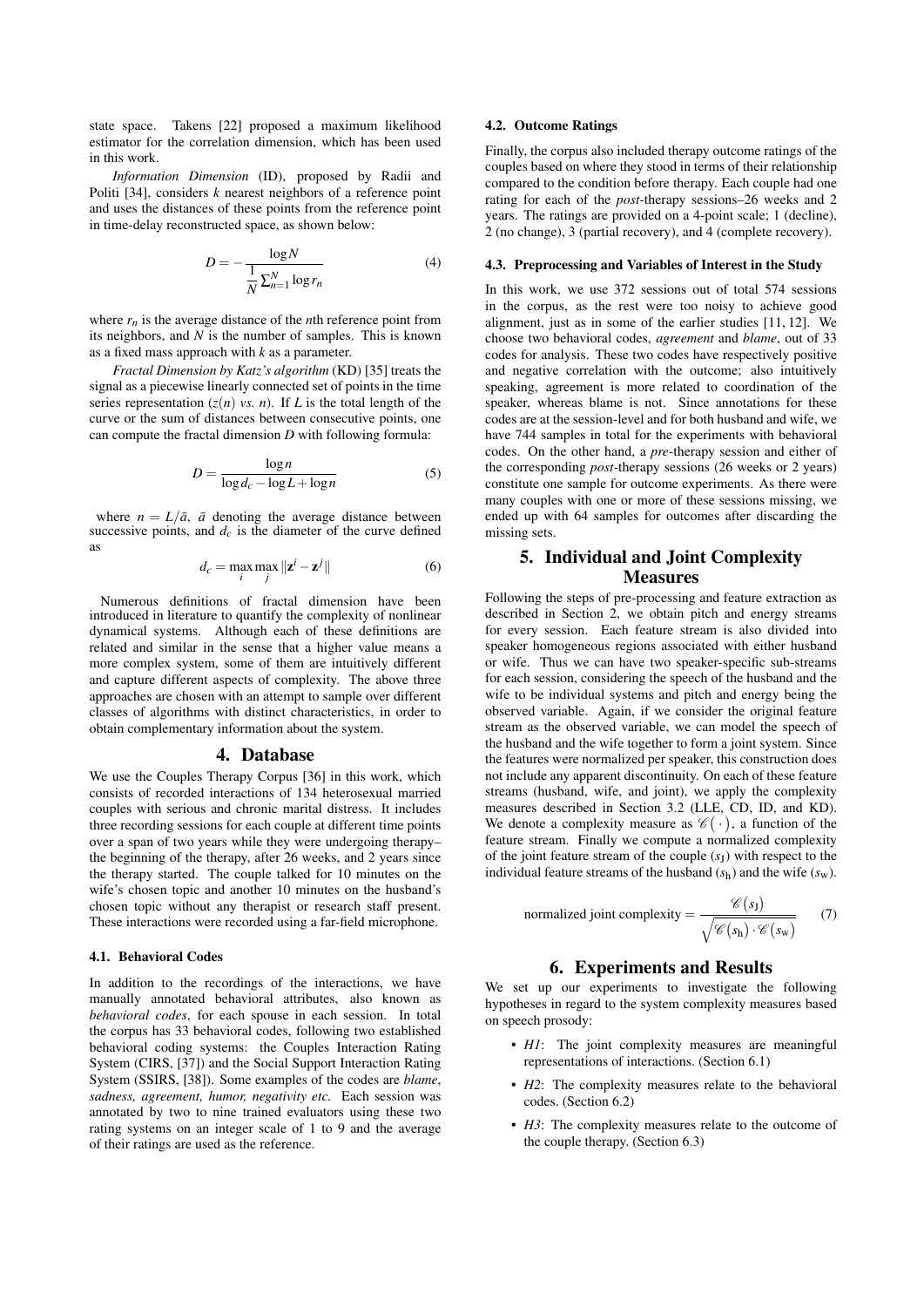state space. Takens [22] proposed a maximum likelihood estimator for the correlation dimension, which has been used in this work.

*Information Dimension* (ID), proposed by Radii and Politi [34], considers $k$ nearest neighbors of a reference point and uses the distances of these points from the reference point in time-delay reconstructed space, as shown below:

$$D = -\frac{\log N}{\frac{1}{N}\sum_{n=1}^{N}\log r_n} \tag{4}$$

where $r_n$ is the average distance of the $n$th reference point from its neighbors, and $N$ is the number of samples. This is known as a fixed mass approach with $k$ as a parameter.

*Fractal Dimension by Katz's algorithm* (KD) [35] treats the signal as a piecewise linearly connected set of points in the time series representation ($z(n)$ *vs.* $n$). If $L$ is the total length of the curve or the sum of distances between consecutive points, one can compute the fractal dimension $D$ with following formula:

$$D = \frac{\log n}{\log d_c - \log L + \log n} \tag{5}$$

where $n = L/\bar{a}$, $\bar{a}$ denoting the average distance between successive points, and $d_c$ is the diameter of the curve defined as

$$d_c = \max_i \max_j \|\mathbf{z}^i - \mathbf{z}^j\| \tag{6}$$

Numerous definitions of fractal dimension have been introduced in literature to quantify the complexity of nonlinear dynamical systems. Although each of these definitions are related and similar in the sense that a higher value means a more complex system, some of them are intuitively different and capture different aspects of complexity. The above three approaches are chosen with an attempt to sample over different classes of algorithms with distinct characteristics, in order to obtain complementary information about the system.

## 4. Database

We use the Couples Therapy Corpus [36] in this work, which consists of recorded interactions of 134 heterosexual married couples with serious and chronic marital distress. It includes three recording sessions for each couple at different time points over a span of two years while they were undergoing therapy– the beginning of the therapy, after 26 weeks, and 2 years since the therapy started. The couple talked for 10 minutes on the wife's chosen topic and another 10 minutes on the husband's chosen topic without any therapist or research staff present. These interactions were recorded using a far-field microphone.

### 4.1. Behavioral Codes

In addition to the recordings of the interactions, we have manually annotated behavioral attributes, also known as *behavioral codes*, for each spouse in each session. In total the corpus has 33 behavioral codes, following two established behavioral coding systems: the Couples Interaction Rating System (CIRS, [37]) and the Social Support Interaction Rating System (SSIRS, [38]). Some examples of the codes are *blame*, *sadness, agreement, humor, negativity etc.* Each session was annotated by two to nine trained evaluators using these two rating systems on an integer scale of 1 to 9 and the average of their ratings are used as the reference.

### 4.2. Outcome Ratings

Finally, the corpus also included therapy outcome ratings of the couples based on where they stood in terms of their relationship compared to the condition before therapy. Each couple had one rating for each of the *post*-therapy sessions–26 weeks and 2 years. The ratings are provided on a 4-point scale; 1 (decline), 2 (no change), 3 (partial recovery), and 4 (complete recovery).

### 4.3. Preprocessing and Variables of Interest in the Study

In this work, we use 372 sessions out of total 574 sessions in the corpus, as the rest were too noisy to achieve good alignment, just as in some of the earlier studies [11, 12]. We choose two behavioral codes, *agreement* and *blame*, out of 33 codes for analysis. These two codes have respectively positive and negative correlation with the outcome; also intuitively speaking, agreement is more related to coordination of the speaker, whereas blame is not. Since annotations for these codes are at the session-level and for both husband and wife, we have 744 samples in total for the experiments with behavioral codes. On the other hand, a *pre*-therapy session and either of the corresponding *post*-therapy sessions (26 weeks or 2 years) constitute one sample for outcome experiments. As there were many couples with one or more of these sessions missing, we ended up with 64 samples for outcomes after discarding the missing sets.

## 5. Individual and Joint Complexity Measures

Following the steps of pre-processing and feature extraction as described in Section 2, we obtain pitch and energy streams for every session. Each feature stream is also divided into speaker homogeneous regions associated with either husband or wife. Thus we can have two speaker-specific sub-streams for each session, considering the speech of the husband and the wife to be individual systems and pitch and energy being the observed variable. Again, if we consider the original feature stream as the observed variable, we can model the speech of the husband and the wife together to form a joint system. Since the features were normalized per speaker, this construction does not include any apparent discontinuity. On each of these feature streams (husband, wife, and joint), we apply the complexity measures described in Section 3.2 (LLE, CD, ID, and KD). We denote a complexity measure as $\mathscr{C}(\cdot)$, a function of the feature stream. Finally we compute a normalized complexity of the joint feature stream of the couple ($s_\text{J}$) with respect to the individual feature streams of the husband ($s_\text{h}$) and the wife ($s_\text{w}$).

$$\text{normalized joint complexity} = \frac{\mathscr{C}(s_\text{J})}{\sqrt{\mathscr{C}(s_\text{h})\cdot\mathscr{C}(s_\text{w})}} \tag{7}$$

## 6. Experiments and Results

We set up our experiments to investigate the following hypotheses in regard to the system complexity measures based on speech prosody:

- *H1*: The joint complexity measures are meaningful representations of interactions. (Section 6.1)
- *H2*: The complexity measures relate to the behavioral codes. (Section 6.2)
- *H3*: The complexity measures relate to the outcome of the couple therapy. (Section 6.3)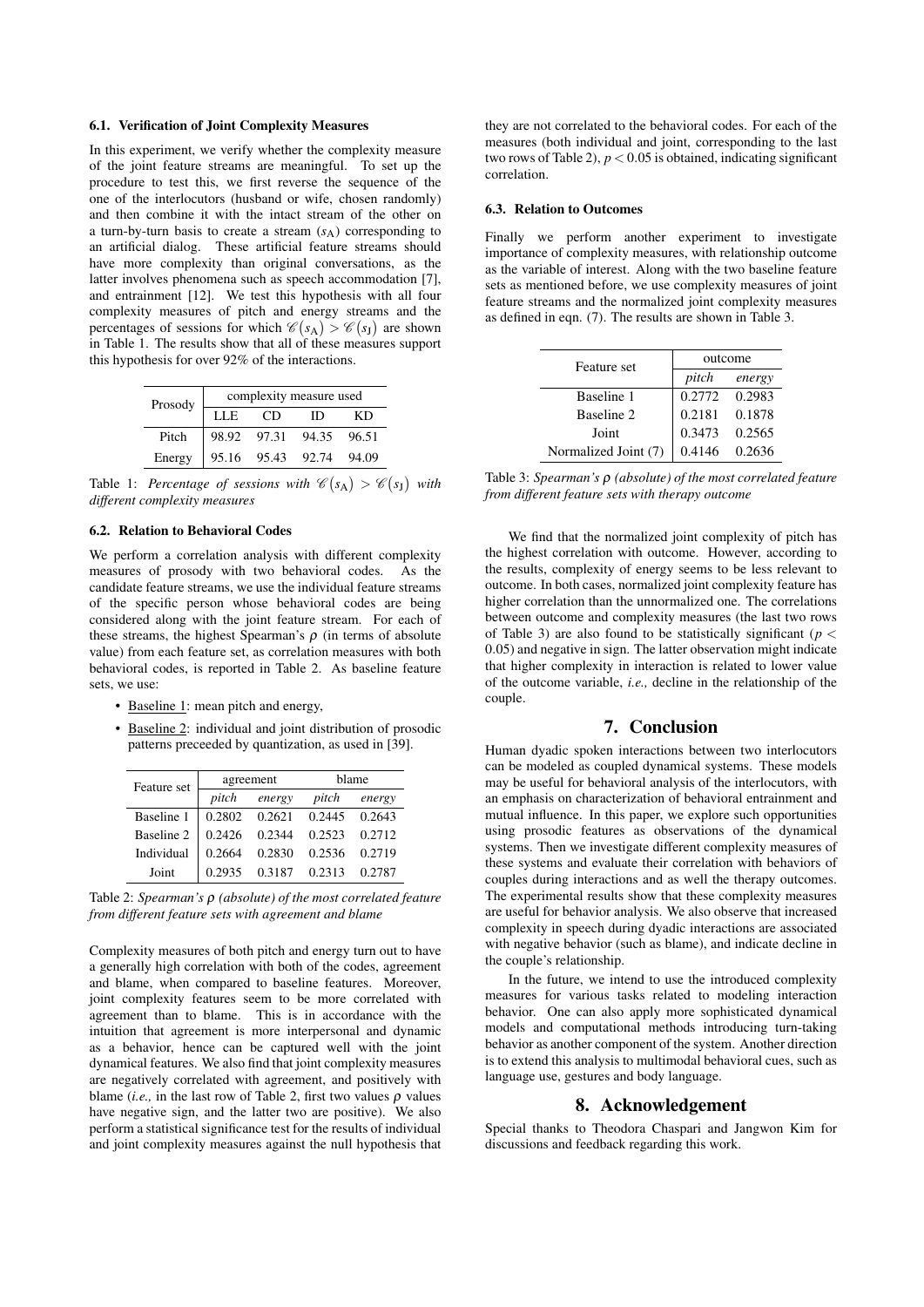### 6.1. Verification of Joint Complexity Measures

In this experiment, we verify whether the complexity measure of the joint feature streams are meaningful. To set up the procedure to test this, we first reverse the sequence of the one of the interlocutors (husband or wife, chosen randomly) and then combine it with the intact stream of the other on a turn-by-turn basis to create a stream ($s_A$) corresponding to an artificial dialog. These artificial feature streams should have more complexity than original conversations, as the latter involves phenomena such as speech accommodation [7], and entrainment [12]. We test this hypothesis with all four complexity measures of pitch and energy streams and the percentages of sessions for which $\mathscr{C}(s_A) > \mathscr{C}(s_J)$ are shown in Table 1. The results show that all of these measures support this hypothesis for over 92% of the interactions.

| Prosody | complexity measure used | | | |
|---|---|---|---|---|
| | LLE | CD | ID | KD |
| Pitch | 98.92 | 97.31 | 94.35 | 96.51 |
| Energy | 95.16 | 95.43 | 92.74 | 94.09 |

Table 1: *Percentage of sessions with $\mathscr{C}(s_A) > \mathscr{C}(s_J)$ with different complexity measures*

### 6.2. Relation to Behavioral Codes

We perform a correlation analysis with different complexity measures of prosody with two behavioral codes. As the candidate feature streams, we use the individual feature streams of the specific person whose behavioral codes are being considered along with the joint feature stream. For each of these streams, the highest Spearman's $\rho$ (in terms of absolute value) from each feature set, as correlation measures with both behavioral codes, is reported in Table 2. As baseline feature sets, we use:

- Baseline 1: mean pitch and energy,
- Baseline 2: individual and joint distribution of prosodic patterns preceeded by quantization, as used in [39].

| Feature set | agreement | | blame | |
|---|---|---|---|---|
| | *pitch* | *energy* | *pitch* | *energy* |
| Baseline 1 | 0.2802 | 0.2621 | 0.2445 | 0.2643 |
| Baseline 2 | 0.2426 | 0.2344 | 0.2523 | 0.2712 |
| Individual | 0.2664 | 0.2830 | 0.2536 | 0.2719 |
| Joint | 0.2935 | 0.3187 | 0.2313 | 0.2787 |

Table 2: *Spearman's $\rho$ (absolute) of the most correlated feature from different feature sets with agreement and blame*

Complexity measures of both pitch and energy turn out to have a generally high correlation with both of the codes, agreement and blame, when compared to baseline features. Moreover, joint complexity features seem to be more correlated with agreement than to blame. This is in accordance with the intuition that agreement is more interpersonal and dynamic as a behavior, hence can be captured well with the joint dynamical features. We also find that joint complexity measures are negatively correlated with agreement, and positively with blame (*i.e.,* in the last row of Table 2, first two values $\rho$ values have negative sign, and the latter two are positive). We also perform a statistical significance test for the results of individual and joint complexity measures against the null hypothesis that they are not correlated to the behavioral codes. For each of the measures (both individual and joint, corresponding to the last two rows of Table 2), $p < 0.05$ is obtained, indicating significant correlation.

### 6.3. Relation to Outcomes

Finally we perform another experiment to investigate importance of complexity measures, with relationship outcome as the variable of interest. Along with the two baseline feature sets as mentioned before, we use complexity measures of joint feature streams and the normalized joint complexity measures as defined in eqn. (7). The results are shown in Table 3.

| Feature set | outcome | |
|---|---|---|
| | *pitch* | *energy* |
| Baseline 1 | 0.2772 | 0.2983 |
| Baseline 2 | 0.2181 | 0.1878 |
| Joint | 0.3473 | 0.2565 |
| Normalized Joint (7) | 0.4146 | 0.2636 |

Table 3: *Spearman's $\rho$ (absolute) of the most correlated feature from different feature sets with therapy outcome*

We find that the normalized joint complexity of pitch has the highest correlation with outcome. However, according to the results, complexity of energy seems to be less relevant to outcome. In both cases, normalized joint complexity feature has higher correlation than the unnormalized one. The correlations between outcome and complexity measures (the last two rows of Table 3) are also found to be statistically significant ($p < 0.05$) and negative in sign. The latter observation might indicate that higher complexity in interaction is related to lower value of the outcome variable, *i.e.,* decline in the relationship of the couple.

## 7. Conclusion

Human dyadic spoken interactions between two interlocutors can be modeled as coupled dynamical systems. These models may be useful for behavioral analysis of the interlocutors, with an emphasis on characterization of behavioral entrainment and mutual influence. In this paper, we explore such opportunities using prosodic features as observations of the dynamical systems. Then we investigate different complexity measures of these systems and evaluate their correlation with behaviors of couples during interactions and as well the therapy outcomes. The experimental results show that these complexity measures are useful for behavior analysis. We also observe that increased complexity in speech during dyadic interactions are associated with negative behavior (such as blame), and indicate decline in the couple's relationship.

In the future, we intend to use the introduced complexity measures for various tasks related to modeling interaction behavior. One can also apply more sophisticated dynamical models and computational methods introducing turn-taking behavior as another component of the system. Another direction is to extend this analysis to multimodal behavioral cues, such as language use, gestures and body language.

## 8. Acknowledgement

Special thanks to Theodora Chaspari and Jangwon Kim for discussions and feedback regarding this work.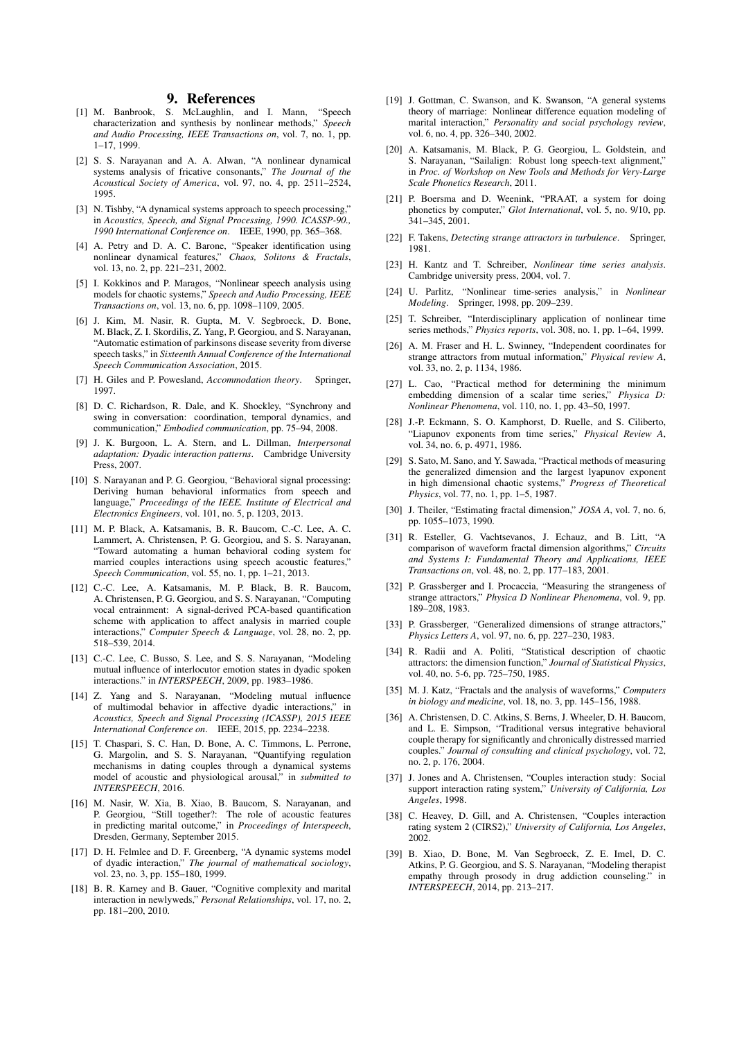# 9. References

[1] M. Banbrook, S. McLaughlin, and I. Mann, "Speech characterization and synthesis by nonlinear methods," *Speech and Audio Processing, IEEE Transactions on*, vol. 7, no. 1, pp. 1–17, 1999.

[2] S. S. Narayanan and A. A. Alwan, "A nonlinear dynamical systems analysis of fricative consonants," *The Journal of the Acoustical Society of America*, vol. 97, no. 4, pp. 2511–2524, 1995.

[3] N. Tishby, "A dynamical systems approach to speech processing," in *Acoustics, Speech, and Signal Processing, 1990. ICASSP-90., 1990 International Conference on*. IEEE, 1990, pp. 365–368.

[4] A. Petry and D. A. C. Barone, "Speaker identification using nonlinear dynamical features," *Chaos, Solitons & Fractals*, vol. 13, no. 2, pp. 221–231, 2002.

[5] I. Kokkinos and P. Maragos, "Nonlinear speech analysis using models for chaotic systems," *Speech and Audio Processing, IEEE Transactions on*, vol. 13, no. 6, pp. 1098–1109, 2005.

[6] J. Kim, M. Nasir, R. Gupta, M. V. Segbroeck, D. Bone, M. Black, Z. I. Skordilis, Z. Yang, P. Georgiou, and S. Narayanan, "Automatic estimation of parkinsons disease severity from diverse speech tasks," in *Sixteenth Annual Conference of the International Speech Communication Association*, 2015.

[7] H. Giles and P. Powesland, *Accommodation theory*. Springer, 1997.

[8] D. C. Richardson, R. Dale, and K. Shockley, "Synchrony and swing in conversation: coordination, temporal dynamics, and communication," *Embodied communication*, pp. 75–94, 2008.

[9] J. K. Burgoon, L. A. Stern, and L. Dillman, *Interpersonal adaptation: Dyadic interaction patterns*. Cambridge University Press, 2007.

[10] S. Narayanan and P. G. Georgiou, "Behavioral signal processing: Deriving human behavioral informatics from speech and language," *Proceedings of the IEEE. Institute of Electrical and Electronics Engineers*, vol. 101, no. 5, p. 1203, 2013.

[11] M. P. Black, A. Katsamanis, B. R. Baucom, C.-C. Lee, A. C. Lammert, A. Christensen, P. G. Georgiou, and S. S. Narayanan, "Toward automating a human behavioral coding system for married couples interactions using speech acoustic features," *Speech Communication*, vol. 55, no. 1, pp. 1–21, 2013.

[12] C.-C. Lee, A. Katsamanis, M. P. Black, B. R. Baucom, A. Christensen, P. G. Georgiou, and S. S. Narayanan, "Computing vocal entrainment: A signal-derived PCA-based quantification scheme with application to affect analysis in married couple interactions," *Computer Speech & Language*, vol. 28, no. 2, pp. 518–539, 2014.

[13] C.-C. Lee, C. Busso, S. Lee, and S. S. Narayanan, "Modeling mutual influence of interlocutor emotion states in dyadic spoken interactions." in *INTERSPEECH*, 2009, pp. 1983–1986.

[14] Z. Yang and S. Narayanan, "Modeling mutual influence of multimodal behavior in affective dyadic interactions," in *Acoustics, Speech and Signal Processing (ICASSP), 2015 IEEE International Conference on*. IEEE, 2015, pp. 2234–2238.

[15] T. Chaspari, S. C. Han, D. Bone, A. C. Timmons, L. Perrone, G. Margolin, and S. S. Narayanan, "Quantifying regulation mechanisms in dating couples through a dynamical systems model of acoustic and physiological arousal," in *submitted to INTERSPEECH*, 2016.

[16] M. Nasir, W. Xia, B. Xiao, B. Baucom, S. Narayanan, and P. Georgiou, "Still together?: The role of acoustic features in predicting marital outcome," in *Proceedings of Interspeech*, Dresden, Germany, September 2015.

[17] D. H. Felmlee and D. F. Greenberg, "A dynamic systems model of dyadic interaction," *The journal of mathematical sociology*, vol. 23, no. 3, pp. 155–180, 1999.

[18] B. R. Karney and B. Gauer, "Cognitive complexity and marital interaction in newlyweds," *Personal Relationships*, vol. 17, no. 2, pp. 181–200, 2010.

[19] J. Gottman, C. Swanson, and K. Swanson, "A general systems theory of marriage: Nonlinear difference equation modeling of marital interaction," *Personality and social psychology review*, vol. 6, no. 4, pp. 326–340, 2002.

[20] A. Katsamanis, M. Black, P. G. Georgiou, L. Goldstein, and S. Narayanan, "Sailalign: Robust long speech-text alignment," in *Proc. of Workshop on New Tools and Methods for Very-Large Scale Phonetics Research*, 2011.

[21] P. Boersma and D. Weenink, "PRAAT, a system for doing phonetics by computer," *Glot International*, vol. 5, no. 9/10, pp. 341–345, 2001.

[22] F. Takens, *Detecting strange attractors in turbulence*. Springer, 1981.

[23] H. Kantz and T. Schreiber, *Nonlinear time series analysis*. Cambridge university press, 2004, vol. 7.

[24] U. Parlitz, "Nonlinear time-series analysis," in *Nonlinear Modeling*. Springer, 1998, pp. 209–239.

[25] T. Schreiber, "Interdisciplinary application of nonlinear time series methods," *Physics reports*, vol. 308, no. 1, pp. 1–64, 1999.

[26] A. M. Fraser and H. L. Swinney, "Independent coordinates for strange attractors from mutual information," *Physical review A*, vol. 33, no. 2, p. 1134, 1986.

[27] L. Cao, "Practical method for determining the minimum embedding dimension of a scalar time series," *Physica D: Nonlinear Phenomena*, vol. 110, no. 1, pp. 43–50, 1997.

[28] J.-P. Eckmann, S. O. Kamphorst, D. Ruelle, and S. Ciliberto, "Liapunov exponents from time series," *Physical Review A*, vol. 34, no. 6, p. 4971, 1986.

[29] S. Sato, M. Sano, and Y. Sawada, "Practical methods of measuring the generalized dimension and the largest lyapunov exponent in high dimensional chaotic systems," *Progress of Theoretical Physics*, vol. 77, no. 1, pp. 1–5, 1987.

[30] J. Theiler, "Estimating fractal dimension," *JOSA A*, vol. 7, no. 6, pp. 1055–1073, 1990.

[31] R. Esteller, G. Vachtsevanos, J. Echauz, and B. Litt, "A comparison of waveform fractal dimension algorithms," *Circuits and Systems I: Fundamental Theory and Applications, IEEE Transactions on*, vol. 48, no. 2, pp. 177–183, 2001.

[32] P. Grassberger and I. Procaccia, "Measuring the strangeness of strange attractors," *Physica D Nonlinear Phenomena*, vol. 9, pp. 189–208, 1983.

[33] P. Grassberger, "Generalized dimensions of strange attractors," *Physics Letters A*, vol. 97, no. 6, pp. 227–230, 1983.

[34] R. Radii and A. Politi, "Statistical description of chaotic attractors: the dimension function," *Journal of Statistical Physics*, vol. 40, no. 5-6, pp. 725–750, 1985.

[35] M. J. Katz, "Fractals and the analysis of waveforms," *Computers in biology and medicine*, vol. 18, no. 3, pp. 145–156, 1988.

[36] A. Christensen, D. C. Atkins, S. Berns, J. Wheeler, D. H. Baucom, and L. E. Simpson, "Traditional versus integrative behavioral couple therapy for significantly and chronically distressed married couples." *Journal of consulting and clinical psychology*, vol. 72, no. 2, p. 176, 2004.

[37] J. Jones and A. Christensen, "Couples interaction study: Social support interaction rating system," *University of California, Los Angeles*, 1998.

[38] C. Heavey, D. Gill, and A. Christensen, "Couples interaction rating system 2 (CIRS2)," *University of California, Los Angeles*, 2002.

[39] B. Xiao, D. Bone, M. Van Segbroeck, Z. E. Imel, D. C. Atkins, P. G. Georgiou, and S. S. Narayanan, "Modeling therapist empathy through prosody in drug addiction counseling." in *INTERSPEECH*, 2014, pp. 213–217.